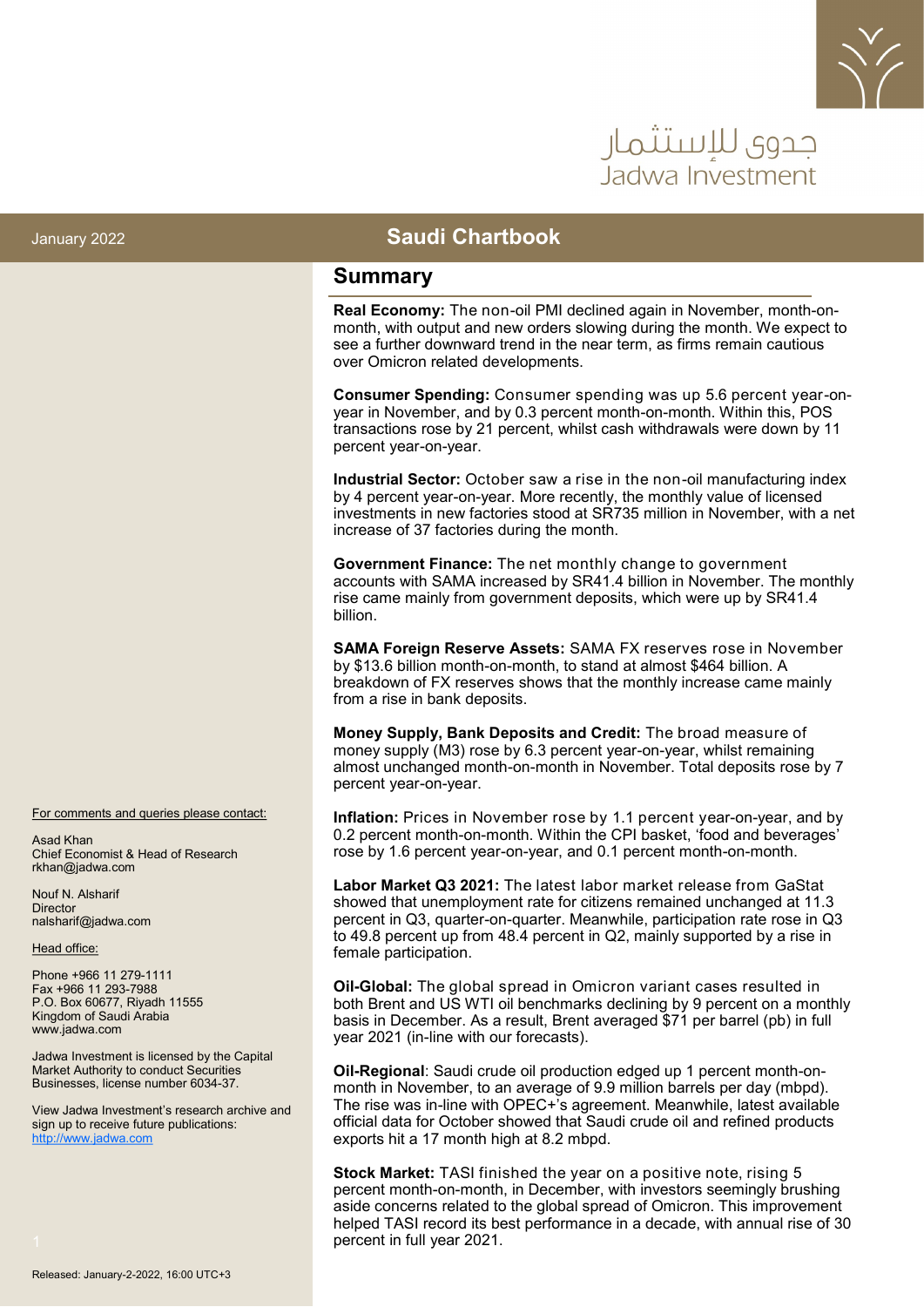جدوى للإستثمار
Jadwa Investment

January 2022

# Saudi Chartbook

## Summary

**Real Economy:** The non-oil PMI declined again in November, month-on-month, with output and new orders slowing during the month. We expect to see a further downward trend in the near term, as firms remain cautious over Omicron related developments.

**Consumer Spending:** Consumer spending was up 5.6 percent year-on-year in November, and by 0.3 percent month-on-month. Within this, POS transactions rose by 21 percent, whilst cash withdrawals were down by 11 percent year-on-year.

**Industrial Sector:** October saw a rise in the non-oil manufacturing index by 4 percent year-on-year. More recently, the monthly value of licensed investments in new factories stood at SR735 million in November, with a net increase of 37 factories during the month.

**Government Finance:** The net monthly change to government accounts with SAMA increased by SR41.4 billion in November. The monthly rise came mainly from government deposits, which were up by SR41.4 billion.

**SAMA Foreign Reserve Assets:** SAMA FX reserves rose in November by $13.6 billion month-on-month, to stand at almost $464 billion. A breakdown of FX reserves shows that the monthly increase came mainly from a rise in bank deposits.

**Money Supply, Bank Deposits and Credit:** The broad measure of money supply (M3) rose by 6.3 percent year-on-year, whilst remaining almost unchanged month-on-month in November. Total deposits rose by 7 percent year-on-year.

**Inflation:** Prices in November rose by 1.1 percent year-on-year, and by 0.2 percent month-on-month. Within the CPI basket, 'food and beverages' rose by 1.6 percent year-on-year, and 0.1 percent month-on-month.

**Labor Market Q3 2021:** The latest labor market release from GaStat showed that unemployment rate for citizens remained unchanged at 11.3 percent in Q3, quarter-on-quarter. Meanwhile, participation rate rose in Q3 to 49.8 percent up from 48.4 percent in Q2, mainly supported by a rise in female participation.

**Oil-Global:** The global spread in Omicron variant cases resulted in both Brent and US WTI oil benchmarks declining by 9 percent on a monthly basis in December. As a result, Brent averaged $71 per barrel (pb) in full year 2021 (in-line with our forecasts).

**Oil-Regional**: Saudi crude oil production edged up 1 percent month-on-month in November, to an average of 9.9 million barrels per day (mbpd). The rise was in-line with OPEC+'s agreement. Meanwhile, latest available official data for October showed that Saudi crude oil and refined products exports hit a 17 month high at 8.2 mbpd.

**Stock Market:** TASI finished the year on a positive note, rising 5 percent month-on-month, in December, with investors seemingly brushing aside concerns related to the global spread of Omicron. This improvement helped TASI record its best performance in a decade, with annual rise of 30 percent in full year 2021.

For comments and queries please contact:

Asad Khan
Chief Economist & Head of Research
rkhan@jadwa.com

Nouf N. Alsharif
Director
nalsharif@jadwa.com

Head office:

Phone +966 11 279-1111
Fax +966 11 293-7988
P.O. Box 60677, Riyadh 11555
Kingdom of Saudi Arabia
www.jadwa.com

Jadwa Investment is licensed by the Capital Market Authority to conduct Securities Businesses, license number 6034-37.

View Jadwa Investment's research archive and sign up to receive future publications:
http://www.jadwa.com

Released: January-2-2022, 16:00 UTC+3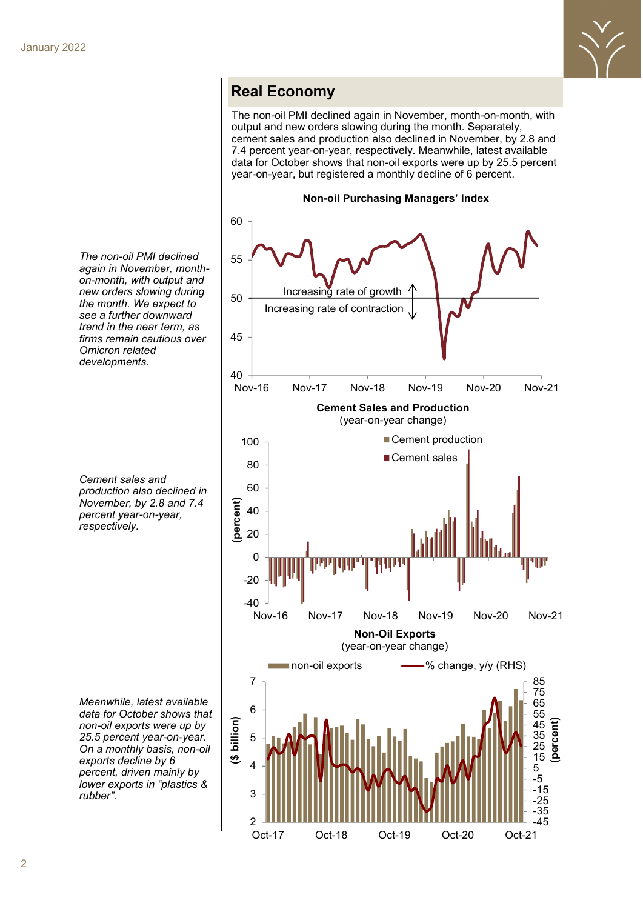## Real Economy

The non-oil PMI declined again in November, month-on-month, with output and new orders slowing during the month. Separately, cement sales and production also declined in November, by 2.8 and 7.4 percent year-on-year, respectively. Meanwhile, latest available data for October shows that non-oil exports were up by 25.5 percent year-on-year, but registered a monthly decline of 6 percent.

*The non-oil PMI declined again in November, month-on-month, with output and new orders slowing during the month. We expect to see a further downward trend in the near term, as firms remain cautious over Omicron related developments.*

**Non-oil Purchasing Managers' Index**

*Cement sales and production also declined in November, by 2.8 and 7.4 percent year-on-year, respectively.*

**Cement Sales and Production**
(year-on-year change)

*Meanwhile, latest available data for October shows that non-oil exports were up by 25.5 percent year-on-year. On a monthly basis, non-oil exports decline by 6 percent, driven mainly by lower exports in "plastics & rubber".*

**Non-Oil Exports**
(year-on-year change)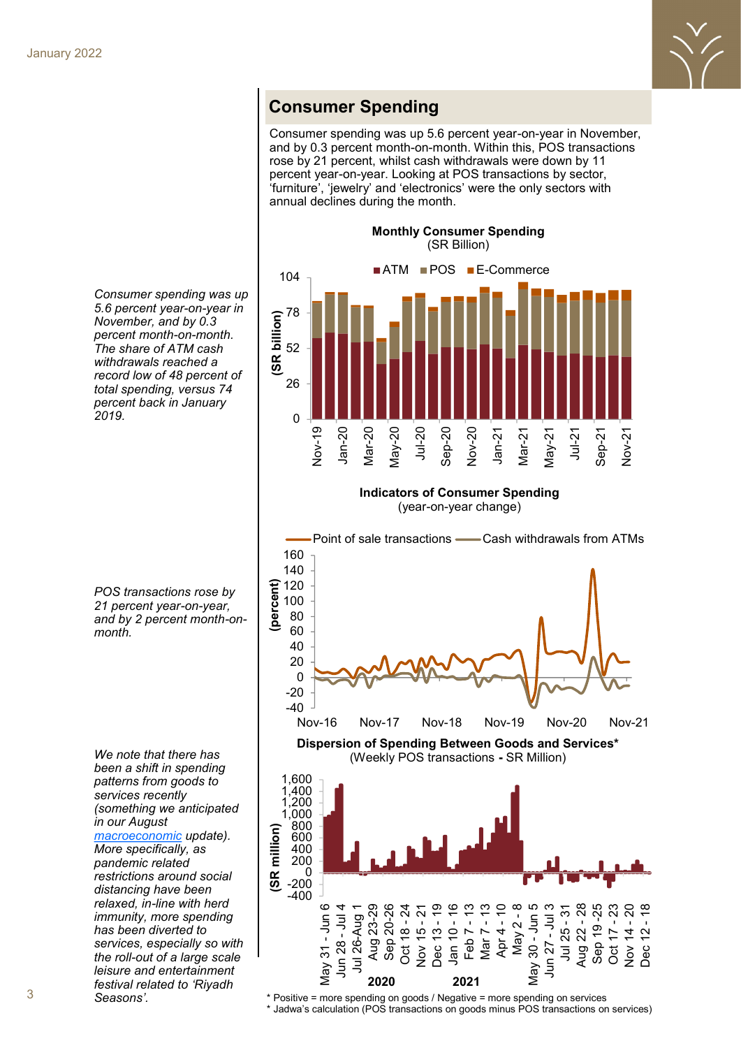## Consumer Spending

Consumer spending was up 5.6 percent year-on-year in November, and by 0.3 percent month-on-month. Within this, POS transactions rose by 21 percent, whilst cash withdrawals were down by 11 percent year-on-year. Looking at POS transactions by sector, 'furniture', 'jewelry' and 'electronics' were the only sectors with annual declines during the month.

*Consumer spending was up 5.6 percent year-on-year in November, and by 0.3 percent month-on-month. The share of ATM cash withdrawals reached a record low of 48 percent of total spending, versus 74 percent back in January 2019.*

**Monthly Consumer Spending**
(SR Billion)

**Indicators of Consumer Spending**
(year-on-year change)

*POS transactions rose by 21 percent year-on-year, and by 2 percent month-on-month.*

**Dispersion of Spending Between Goods and Services***
(Weekly POS transactions - SR Million)

*We note that there has been a shift in spending patterns from goods to services recently (something we anticipated in our August [macroeconomic](#) update). More specifically, as pandemic related restrictions around social distancing have been relaxed, in-line with herd immunity, more spending has been diverted to services, especially so with the roll-out of a large scale leisure and entertainment festival related to 'Riyadh Seasons'.*

\* Positive = more spending on goods / Negative = more spending on services
\* Jadwa's calculation (POS transactions on goods minus POS transactions on services)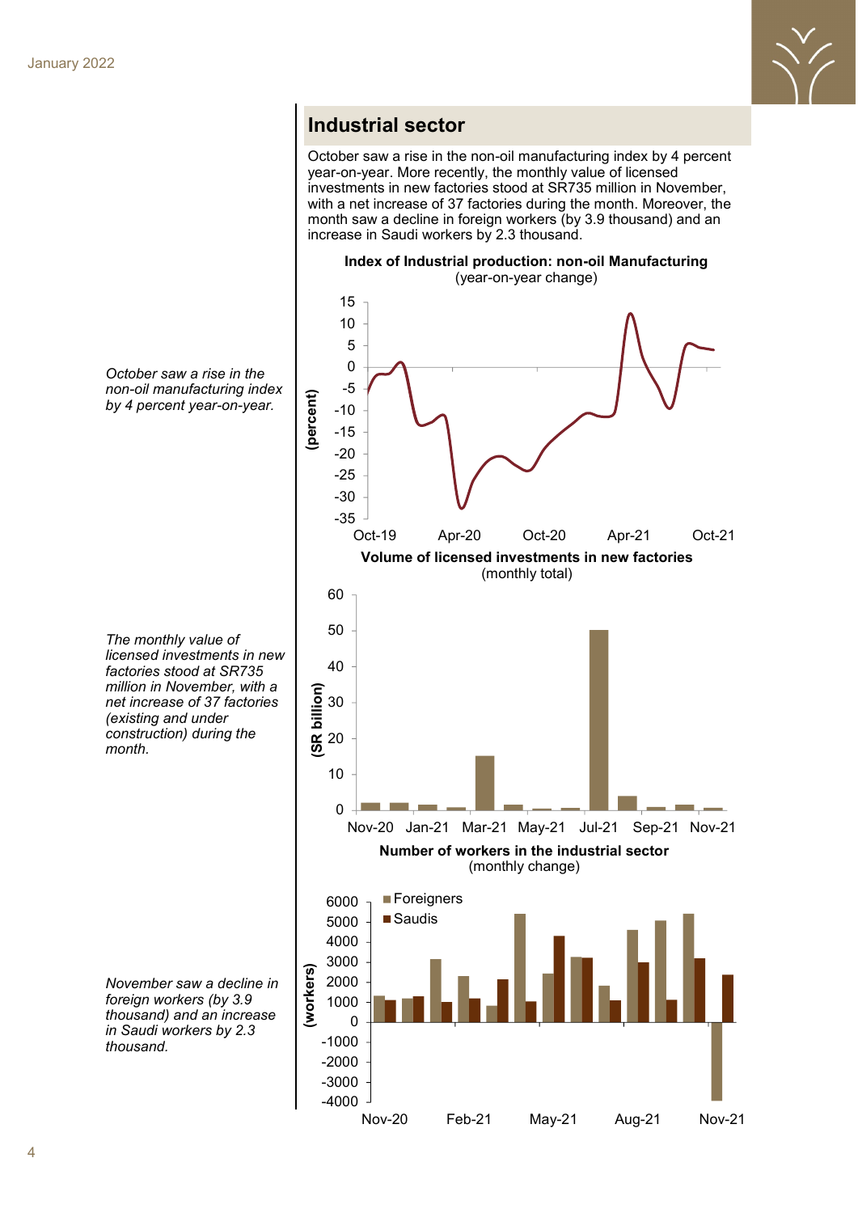## Industrial sector

October saw a rise in the non-oil manufacturing index by 4 percent year-on-year. More recently, the monthly value of licensed investments in new factories stood at SR735 million in November, with a net increase of 37 factories during the month. Moreover, the month saw a decline in foreign workers (by 3.9 thousand) and an increase in Saudi workers by 2.3 thousand.

*October saw a rise in the non-oil manufacturing index by 4 percent year-on-year.*

**Index of Industrial production: non-oil Manufacturing**
(year-on-year change)

*The monthly value of licensed investments in new factories stood at SR735 million in November, with a net increase of 37 factories (existing and under construction) during the month.*

**Volume of licensed investments in new factories**
(monthly total)

*November saw a decline in foreign workers (by 3.9 thousand) and an increase in Saudi workers by 2.3 thousand.*

**Number of workers in the industrial sector**
(monthly change)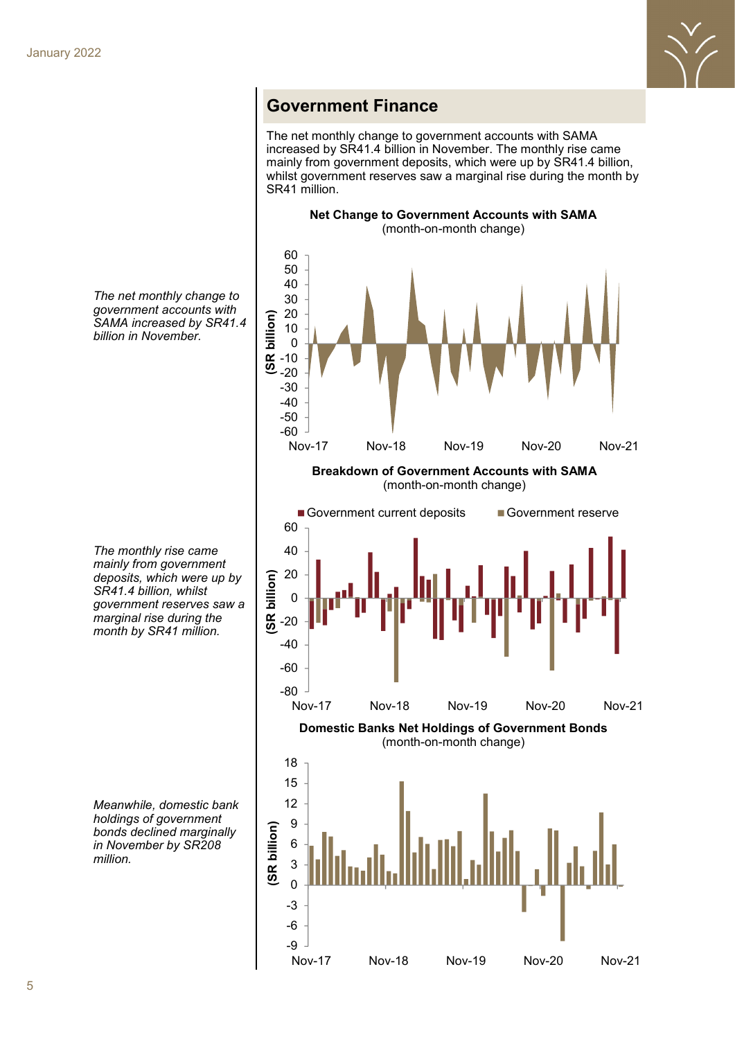## Government Finance

The net monthly change to government accounts with SAMA increased by SR41.4 billion in November. The monthly rise came mainly from government deposits, which were up by SR41.4 billion, whilst government reserves saw a marginal rise during the month by SR41 million.

*The net monthly change to government accounts with SAMA increased by SR41.4 billion in November.*

**Net Change to Government Accounts with SAMA**
(month-on-month change)

*The monthly rise came mainly from government deposits, which were up by SR41.4 billion, whilst government reserves saw a marginal rise during the month by SR41 million.*

**Breakdown of Government Accounts with SAMA**
(month-on-month change)

*Meanwhile, domestic bank holdings of government bonds declined marginally in November by SR208 million.*

**Domestic Banks Net Holdings of Government Bonds**
(month-on-month change)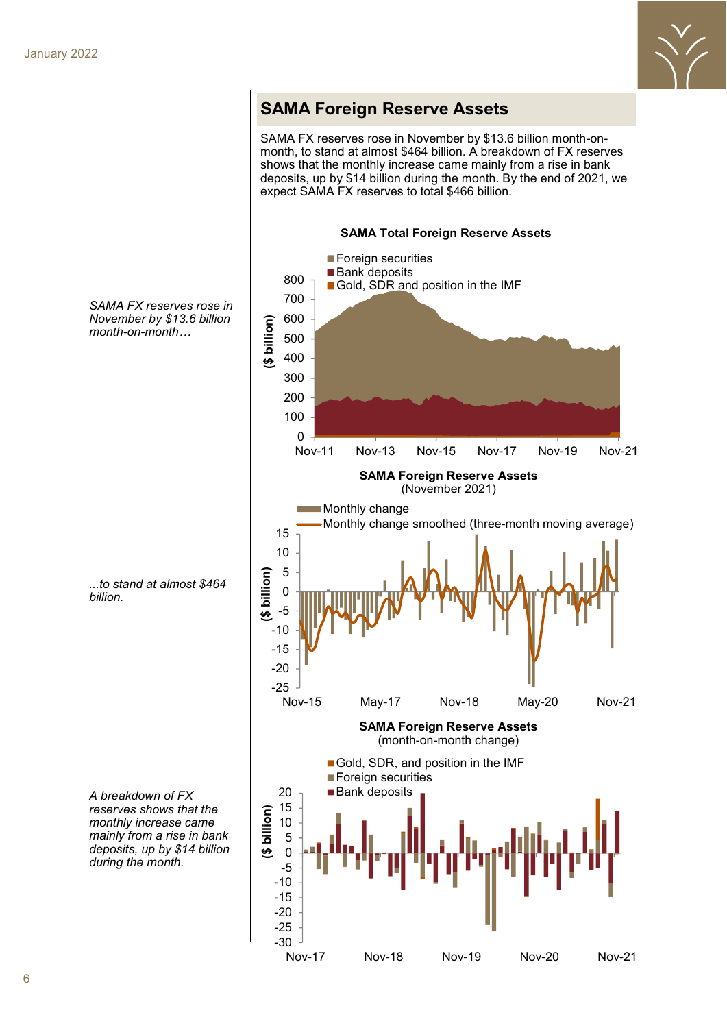## SAMA Foreign Reserve Assets

SAMA FX reserves rose in November by $13.6 billion month-on-month, to stand at almost $464 billion. A breakdown of FX reserves shows that the monthly increase came mainly from a rise in bank deposits, up by $14 billion during the month. By the end of 2021, we expect SAMA FX reserves to total $466 billion.

*SAMA FX reserves rose in November by $13.6 billion month-on-month…*

**SAMA Total Foreign Reserve Assets**

**SAMA Foreign Reserve Assets**
(November 2021)

*…to stand at almost $464 billion.*

**SAMA Foreign Reserve Assets**
(month-on-month change)

*A breakdown of FX reserves shows that the monthly increase came mainly from a rise in bank deposits, up by $14 billion during the month.*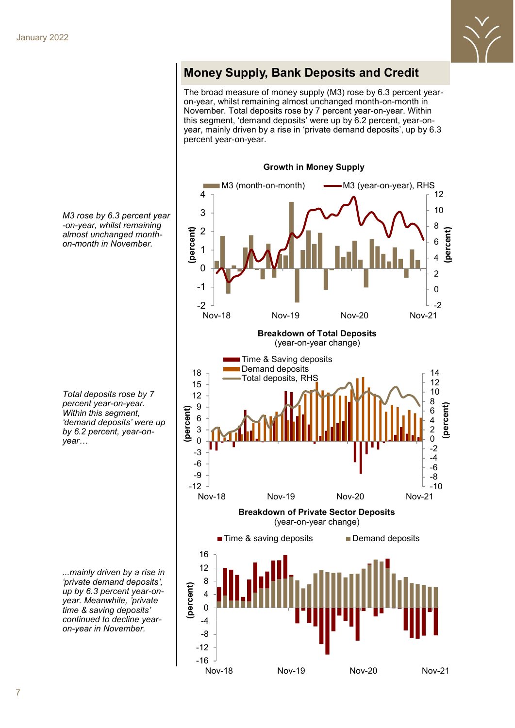## Money Supply, Bank Deposits and Credit

The broad measure of money supply (M3) rose by 6.3 percent year-on-year, whilst remaining almost unchanged month-on-month in November. Total deposits rose by 7 percent year-on-year. Within this segment, 'demand deposits' were up by 6.2 percent, year-on-year, mainly driven by a rise in 'private demand deposits', up by 6.3 percent year-on-year.

*M3 rose by 6.3 percent year-on-year, whilst remaining almost unchanged month-on-month in November.*

**Growth in Money Supply**

M3 (month-on-month) — M3 (year-on-year), RHS

*Total deposits rose by 7 percent year-on-year. Within this segment, 'demand deposits' were up by 6.2 percent, year-on-year…*

**Breakdown of Total Deposits**
(year-on-year change)

Time & Saving deposits — Demand deposits — Total deposits, RHS

*...mainly driven by a rise in 'private demand deposits', up by 6.3 percent year-on-year. Meanwhile, 'private time & saving deposits' continued to decline year-on-year in November.*

**Breakdown of Private Sector Deposits**
(year-on-year change)

Time & saving deposits — Demand deposits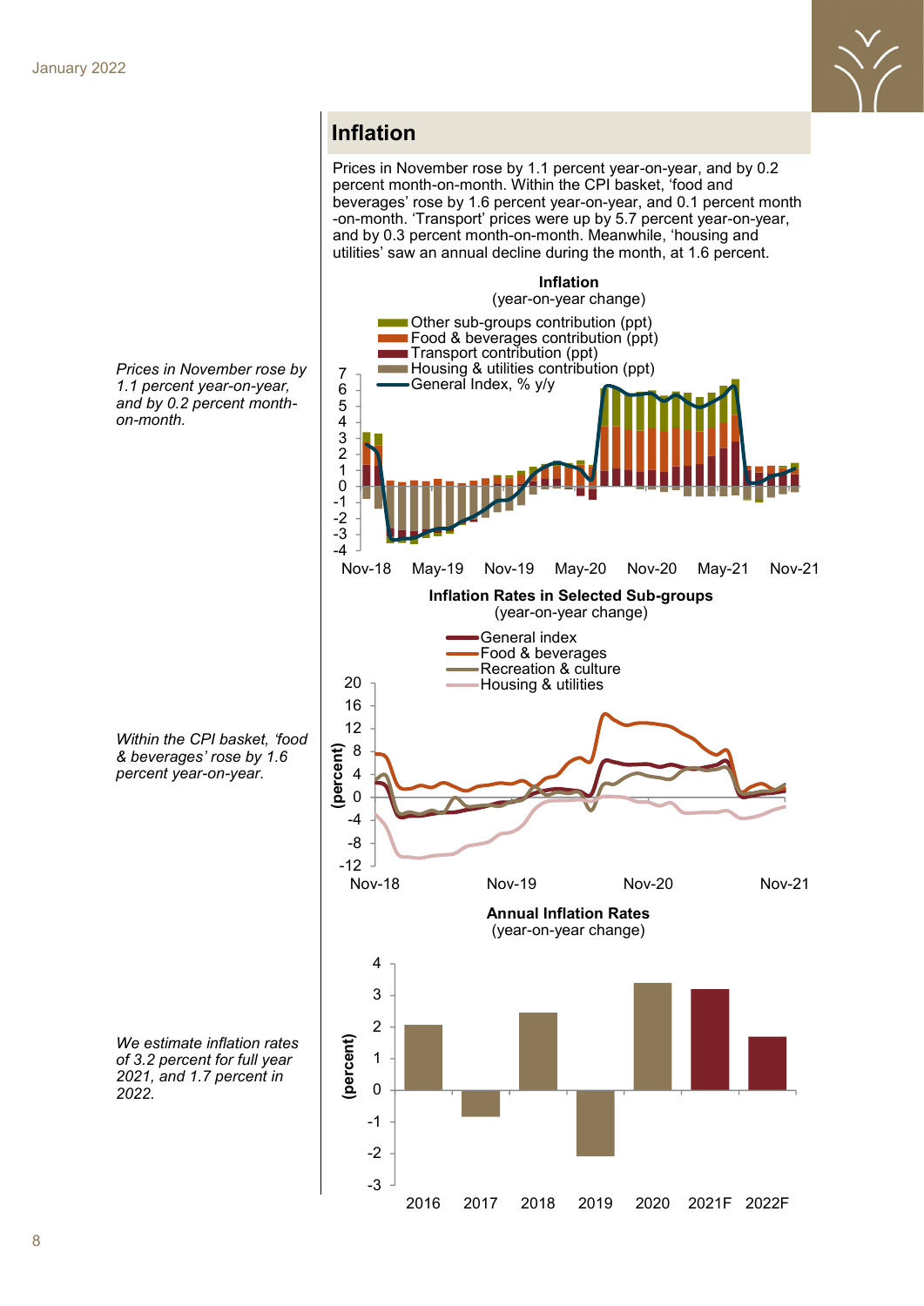## Inflation

Prices in November rose by 1.1 percent year-on-year, and by 0.2 percent month-on-month. Within the CPI basket, 'food and beverages' rose by 1.6 percent year-on-year, and 0.1 percent month-on-month. 'Transport' prices were up by 5.7 percent year-on-year, and by 0.3 percent month-on-month. Meanwhile, 'housing and utilities' saw an annual decline during the month, at 1.6 percent.

*Prices in November rose by 1.1 percent year-on-year, and by 0.2 percent month-on-month.*

**Inflation**
(year-on-year change)

**Inflation Rates in Selected Sub-groups**
(year-on-year change)

*Within the CPI basket, 'food & beverages' rose by 1.6 percent year-on-year.*

**Annual Inflation Rates**
(year-on-year change)

*We estimate inflation rates of 3.2 percent for full year 2021, and 1.7 percent in 2022.*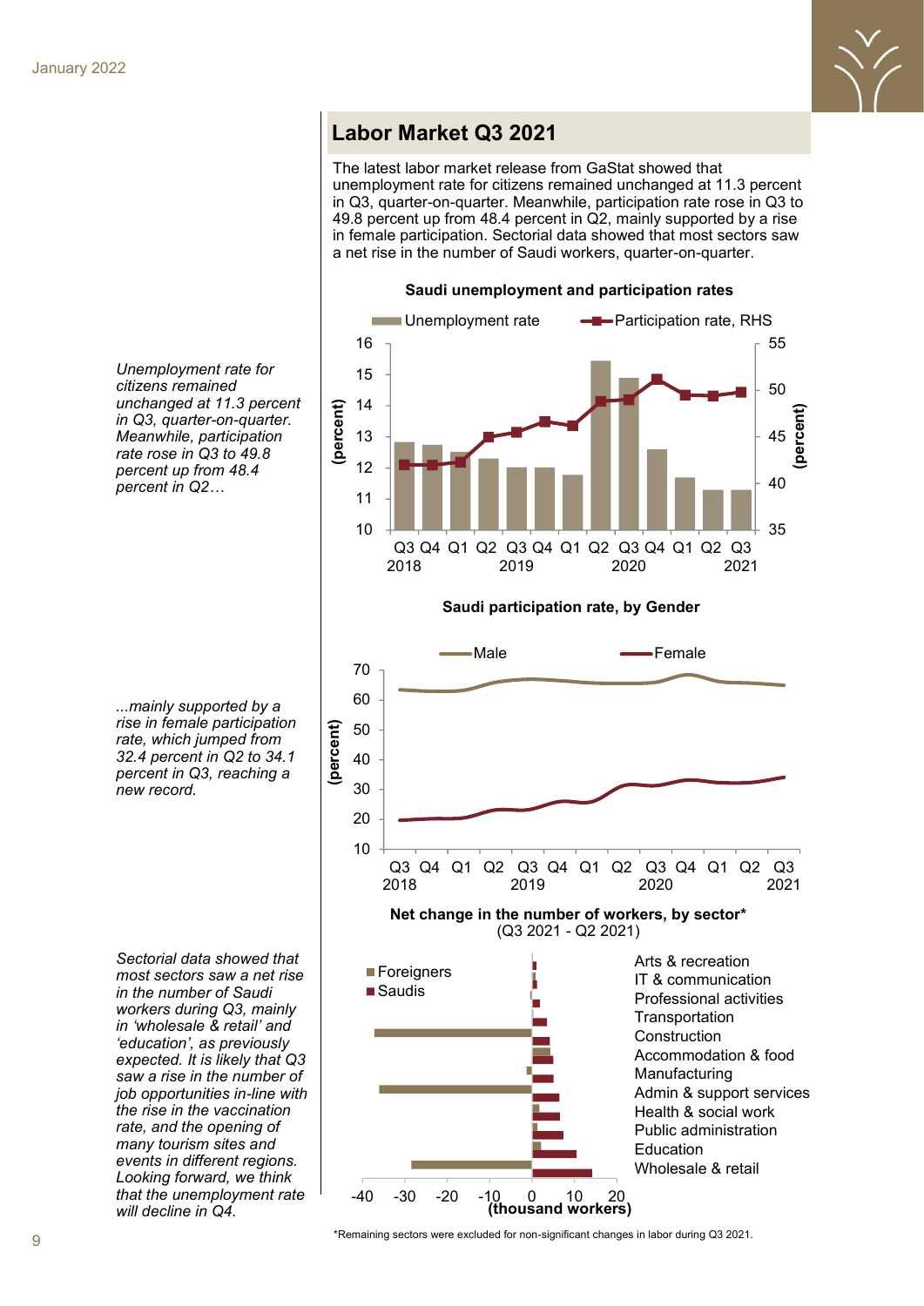## Labor Market Q3 2021

The latest labor market release from GaStat showed that unemployment rate for citizens remained unchanged at 11.3 percent in Q3, quarter-on-quarter. Meanwhile, participation rate rose in Q3 to 49.8 percent up from 48.4 percent in Q2, mainly supported by a rise in female participation. Sectorial data showed that most sectors saw a net rise in the number of Saudi workers, quarter-on-quarter.

*Unemployment rate for citizens remained unchanged at 11.3 percent in Q3, quarter-on-quarter. Meanwhile, participation rate rose in Q3 to 49.8 percent up from 48.4 percent in Q2…*

**Saudi unemployment and participation rates**

Unemployment rate; Participation rate, RHS

**Saudi participation rate, by Gender**

Male; Female

*...mainly supported by a rise in female participation rate, which jumped from 32.4 percent in Q2 to 34.1 percent in Q3, reaching a new record.*

**Net change in the number of workers, by sector\***
(Q3 2021 - Q2 2021)

Foreigners; Saudis

Arts & recreation; IT & communication; Professional activities; Transportation; Construction; Accommodation & food; Manufacturing; Admin & support services; Health & social work; Public administration; Education; Wholesale & retail

(thousand workers)

*Sectorial data showed that most sectors saw a net rise in the number of Saudi workers during Q3, mainly in 'wholesale & retail' and 'education', as previously expected. It is likely that Q3 saw a rise in the number of job opportunities in-line with the rise in the vaccination rate, and the opening of many tourism sites and events in different regions. Looking forward, we think that the unemployment rate will decline in Q4.*

\*Remaining sectors were excluded for non-significant changes in labor during Q3 2021.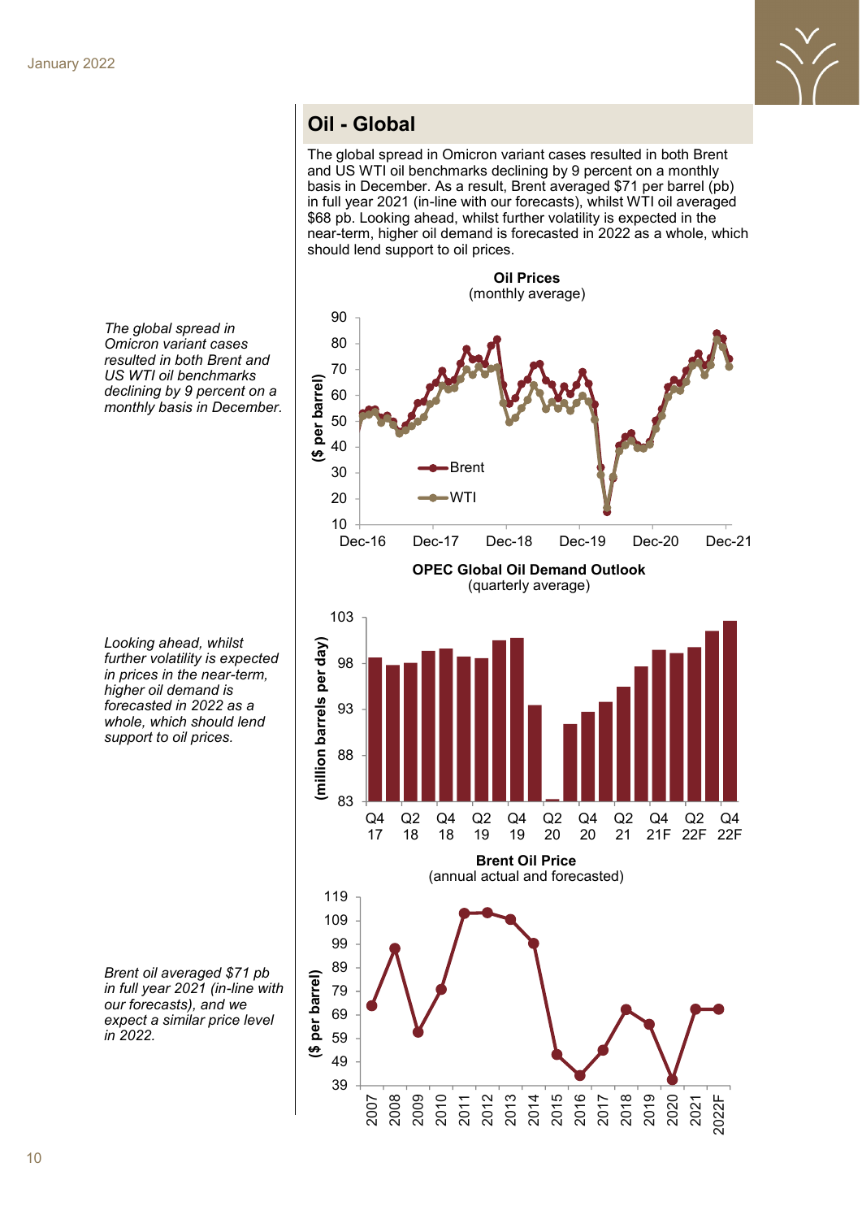## Oil - Global

*The global spread in Omicron variant cases resulted in both Brent and US WTI oil benchmarks declining by 9 percent on a monthly basis in December.*

*Looking ahead, whilst further volatility is expected in prices in the near-term, higher oil demand is forecasted in 2022 as a whole, which should lend support to oil prices.*

*Brent oil averaged $71 pb in full year 2021 (in-line with our forecasts), and we expect a similar price level in 2022.*

The global spread in Omicron variant cases resulted in both Brent and US WTI oil benchmarks declining by 9 percent on a monthly basis in December. As a result, Brent averaged $71 per barrel (pb) in full year 2021 (in-line with our forecasts), whilst WTI oil averaged $68 pb. Looking ahead, whilst further volatility is expected in the near-term, higher oil demand is forecasted in 2022 as a whole, which should lend support to oil prices.

**Oil Prices**
(monthly average)

**OPEC Global Oil Demand Outlook**
(quarterly average)

**Brent Oil Price**
(annual actual and forecasted)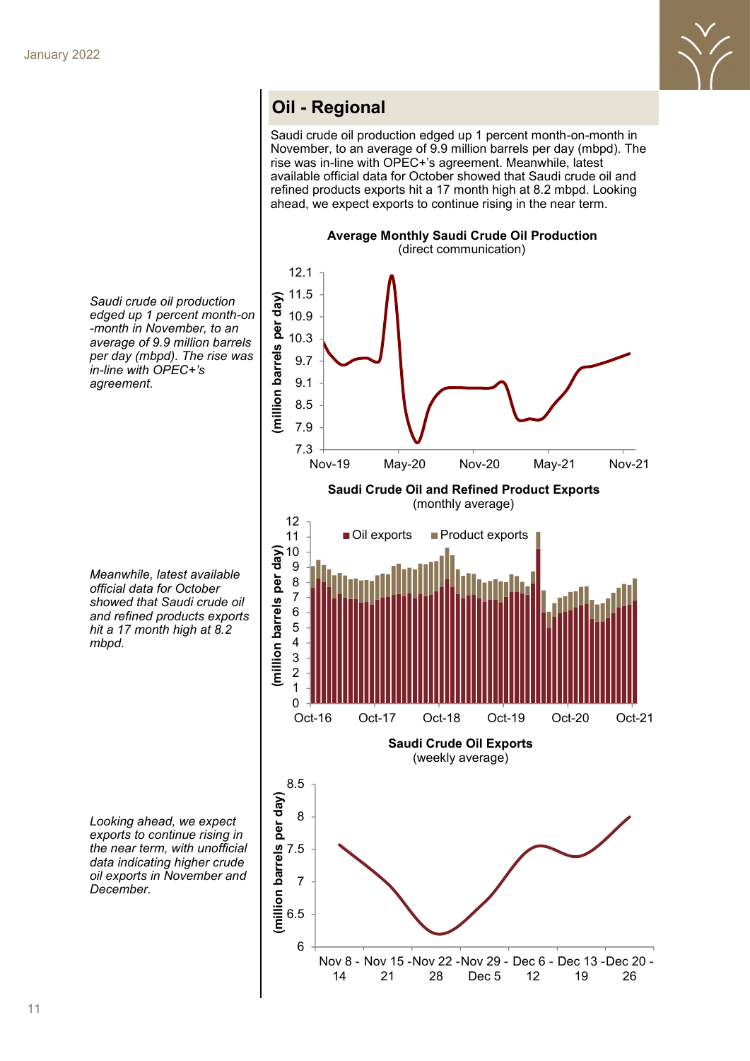## Oil - Regional

Saudi crude oil production edged up 1 percent month-on-month in November, to an average of 9.9 million barrels per day (mbpd). The rise was in-line with OPEC+'s agreement. Meanwhile, latest available official data for October showed that Saudi crude oil and refined products exports hit a 17 month high at 8.2 mbpd. Looking ahead, we expect exports to continue rising in the near term.

*Saudi crude oil production edged up 1 percent month-on-month in November, to an average of 9.9 million barrels per day (mbpd). The rise was in-line with OPEC+'s agreement.*

**Average Monthly Saudi Crude Oil Production**
(direct communication)

*Meanwhile, latest available official data for October showed that Saudi crude oil and refined products exports hit a 17 month high at 8.2 mbpd.*

**Saudi Crude Oil and Refined Product Exports**
(monthly average)

*Looking ahead, we expect exports to continue rising in the near term, with unofficial data indicating higher crude oil exports in November and December.*

**Saudi Crude Oil Exports**
(weekly average)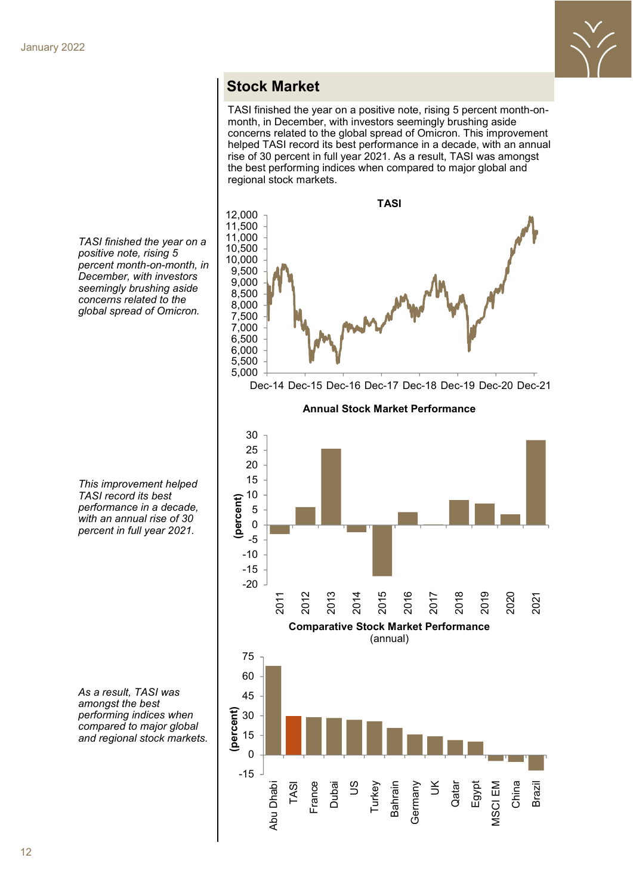## Stock Market

TASI finished the year on a positive note, rising 5 percent month-on-month, in December, with investors seemingly brushing aside concerns related to the global spread of Omicron. This improvement helped TASI record its best performance in a decade, with an annual rise of 30 percent in full year 2021. As a result, TASI was amongst the best performing indices when compared to major global and regional stock markets.

*TASI finished the year on a positive note, rising 5 percent month-on-month, in December, with investors seemingly brushing aside concerns related to the global spread of Omicron.*

**TASI**

*This improvement helped TASI record its best performance in a decade, with an annual rise of 30 percent in full year 2021.*

**Annual Stock Market Performance**

*As a result, TASI was amongst the best performing indices when compared to major global and regional stock markets.*

**Comparative Stock Market Performance**
(annual)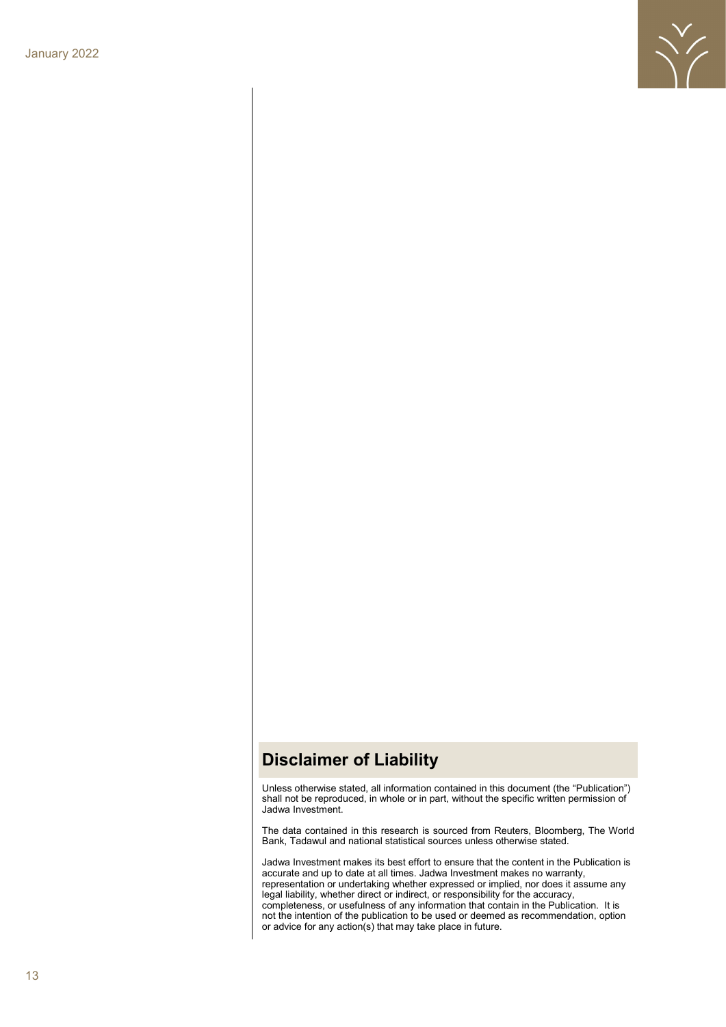## Disclaimer of Liability

Unless otherwise stated, all information contained in this document (the "Publication") shall not be reproduced, in whole or in part, without the specific written permission of Jadwa Investment.

The data contained in this research is sourced from Reuters, Bloomberg, The World Bank, Tadawul and national statistical sources unless otherwise stated.

Jadwa Investment makes its best effort to ensure that the content in the Publication is accurate and up to date at all times. Jadwa Investment makes no warranty, representation or undertaking whether expressed or implied, nor does it assume any legal liability, whether direct or indirect, or responsibility for the accuracy, completeness, or usefulness of any information that contain in the Publication. It is not the intention of the publication to be used or deemed as recommendation, option or advice for any action(s) that may take place in future.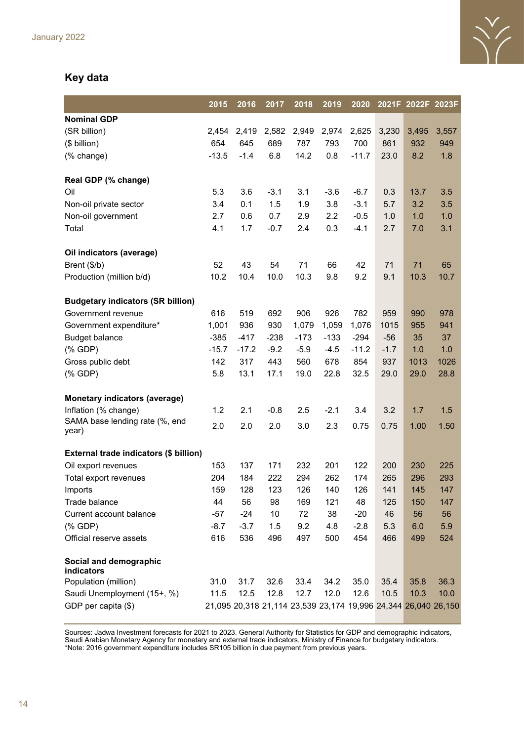## Key data

| | 2015 | 2016 | 2017 | 2018 | 2019 | 2020 | 2021F | 2022F | 2023F |
|---|---|---|---|---|---|---|---|---|---|
| **Nominal GDP** | | | | | | | | | |
| (SR billion) | 2,454 | 2,419 | 2,582 | 2,949 | 2,974 | 2,625 | 3,230 | 3,495 | 3,557 |
| ($ billion) | 654 | 645 | 689 | 787 | 793 | 700 | 861 | 932 | 949 |
| (% change) | -13.5 | -1.4 | 6.8 | 14.2 | 0.8 | -11.7 | 23.0 | 8.2 | 1.8 |
| **Real GDP (% change)** | | | | | | | | | |
| Oil | 5.3 | 3.6 | -3.1 | 3.1 | -3.6 | -6.7 | 0.3 | 13.7 | 3.5 |
| Non-oil private sector | 3.4 | 0.1 | 1.5 | 1.9 | 3.8 | -3.1 | 5.7 | 3.2 | 3.5 |
| Non-oil government | 2.7 | 0.6 | 0.7 | 2.9 | 2.2 | -0.5 | 1.0 | 1.0 | 1.0 |
| Total | 4.1 | 1.7 | -0.7 | 2.4 | 0.3 | -4.1 | 2.7 | 7.0 | 3.1 |
| **Oil indicators (average)** | | | | | | | | | |
| Brent ($/b) | 52 | 43 | 54 | 71 | 66 | 42 | 71 | 71 | 65 |
| Production (million b/d) | 10.2 | 10.4 | 10.0 | 10.3 | 9.8 | 9.2 | 9.1 | 10.3 | 10.7 |
| **Budgetary indicators (SR billion)** | | | | | | | | | |
| Government revenue | 616 | 519 | 692 | 906 | 926 | 782 | 959 | 990 | 978 |
| Government expenditure* | 1,001 | 936 | 930 | 1,079 | 1,059 | 1,076 | 1015 | 955 | 941 |
| Budget balance | -385 | -417 | -238 | -173 | -133 | -294 | -56 | 35 | 37 |
| (% GDP) | -15.7 | -17.2 | -9.2 | -5.9 | -4.5 | -11.2 | -1.7 | 1.0 | 1.0 |
| Gross public debt | 142 | 317 | 443 | 560 | 678 | 854 | 937 | 1013 | 1026 |
| (% GDP) | 5.8 | 13.1 | 17.1 | 19.0 | 22.8 | 32.5 | 29.0 | 29.0 | 28.8 |
| **Monetary indicators (average)** | | | | | | | | | |
| Inflation (% change) | 1.2 | 2.1 | -0.8 | 2.5 | -2.1 | 3.4 | 3.2 | 1.7 | 1.5 |
| SAMA base lending rate (%, end year) | 2.0 | 2.0 | 2.0 | 3.0 | 2.3 | 0.75 | 0.75 | 1.00 | 1.50 |
| **External trade indicators ($ billion)** | | | | | | | | | |
| Oil export revenues | 153 | 137 | 171 | 232 | 201 | 122 | 200 | 230 | 225 |
| Total export revenues | 204 | 184 | 222 | 294 | 262 | 174 | 265 | 296 | 293 |
| Imports | 159 | 128 | 123 | 126 | 140 | 126 | 141 | 145 | 147 |
| Trade balance | 44 | 56 | 98 | 169 | 121 | 48 | 125 | 150 | 147 |
| Current account balance | -57 | -24 | 10 | 72 | 38 | -20 | 46 | 56 | 56 |
| (% GDP) | -8.7 | -3.7 | 1.5 | 9.2 | 4.8 | -2.8 | 5.3 | 6.0 | 5.9 |
| Official reserve assets | 616 | 536 | 496 | 497 | 500 | 454 | 466 | 499 | 524 |
| **Social and demographic indicators** | | | | | | | | | |
| Population (million) | 31.0 | 31.7 | 32.6 | 33.4 | 34.2 | 35.0 | 35.4 | 35.8 | 36.3 |
| Saudi Unemployment (15+, %) | 11.5 | 12.5 | 12.8 | 12.7 | 12.0 | 12.6 | 10.5 | 10.3 | 10.0 |
| GDP per capita ($) | 21,095 | 20,318 | 21,114 | 23,539 | 23,174 | 19,996 | 24,344 | 26,040 | 26,150 |

Sources: Jadwa Investment forecasts for 2021 to 2023. General Authority for Statistics for GDP and demographic indicators, Saudi Arabian Monetary Agency for monetary and external trade indicators, Ministry of Finance for budgetary indicators.
*Note: 2016 government expenditure includes SR105 billion in due payment from previous years.